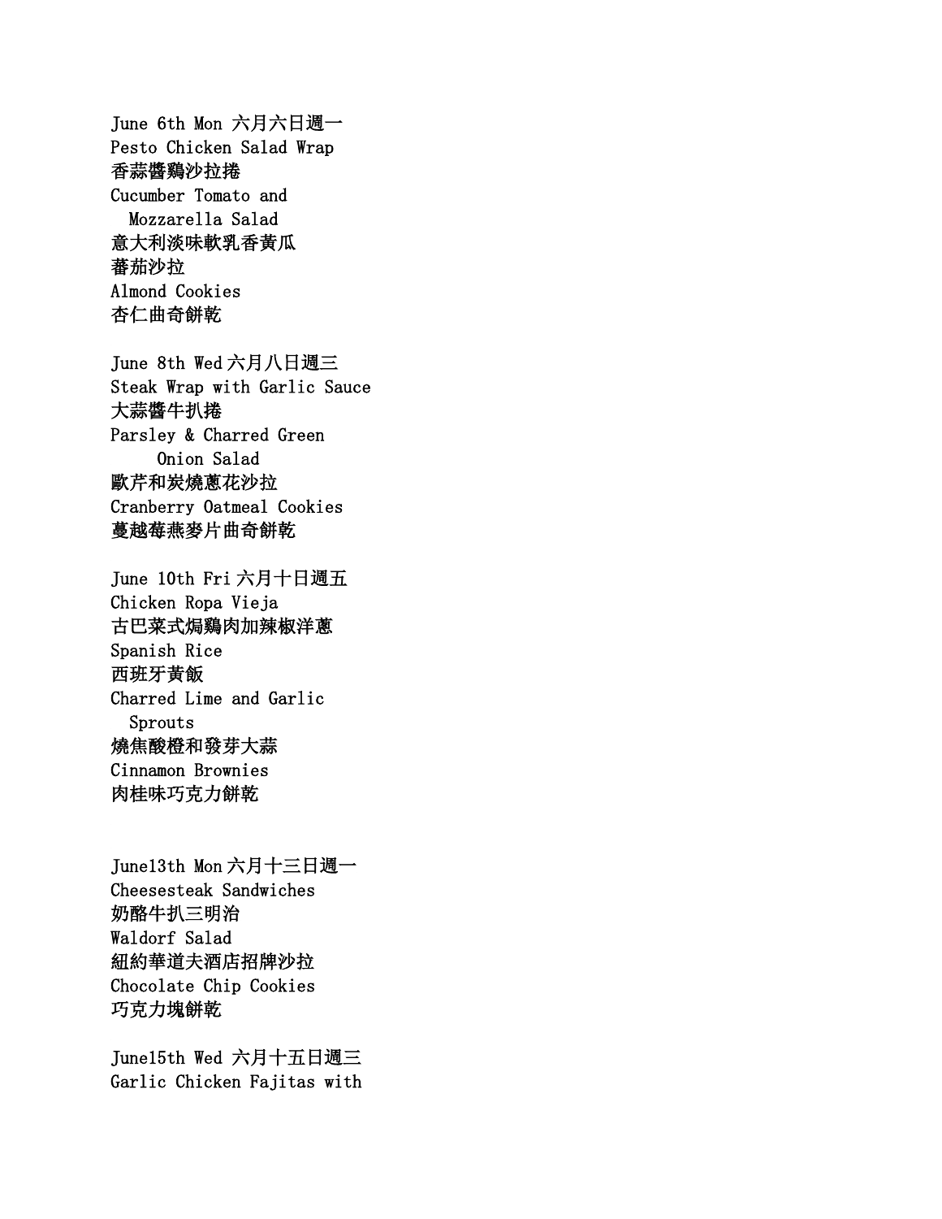June 6th Mon 六月六日週一
Pesto Chicken Salad Wrap
香蒜醬鷄沙拉捲
Cucumber Tomato and Mozzarella Salad
意大利淡味軟乳香黃瓜
蕃茄沙拉
Almond Cookies
杏仁曲奇餅乾

June 8th Wed 六月八日週三
Steak Wrap with Garlic Sauce
大蒜醬牛扒捲
Parsley & Charred Green Onion Salad
歐芹和炭燒蔥花沙拉
Cranberry Oatmeal Cookies
蔓越莓燕麥片曲奇餅乾

June 10th Fri 六月十日週五
Chicken Ropa Vieja
古巴菜式焗鷄肉加辣椒洋蔥
Spanish Rice
西班牙黃飯
Charred Lime and Garlic Sprouts
燒焦酸橙和發芽大蒜
Cinnamon Brownies
肉桂味巧克力餅乾

June13th Mon 六月十三日週一
Cheesesteak Sandwiches
奶酪牛扒三明治
Waldorf Salad
紐約華道夫酒店招牌沙拉
Chocolate Chip Cookies
巧克力塊餅乾

June15th Wed 六月十五日週三
Garlic Chicken Fajitas with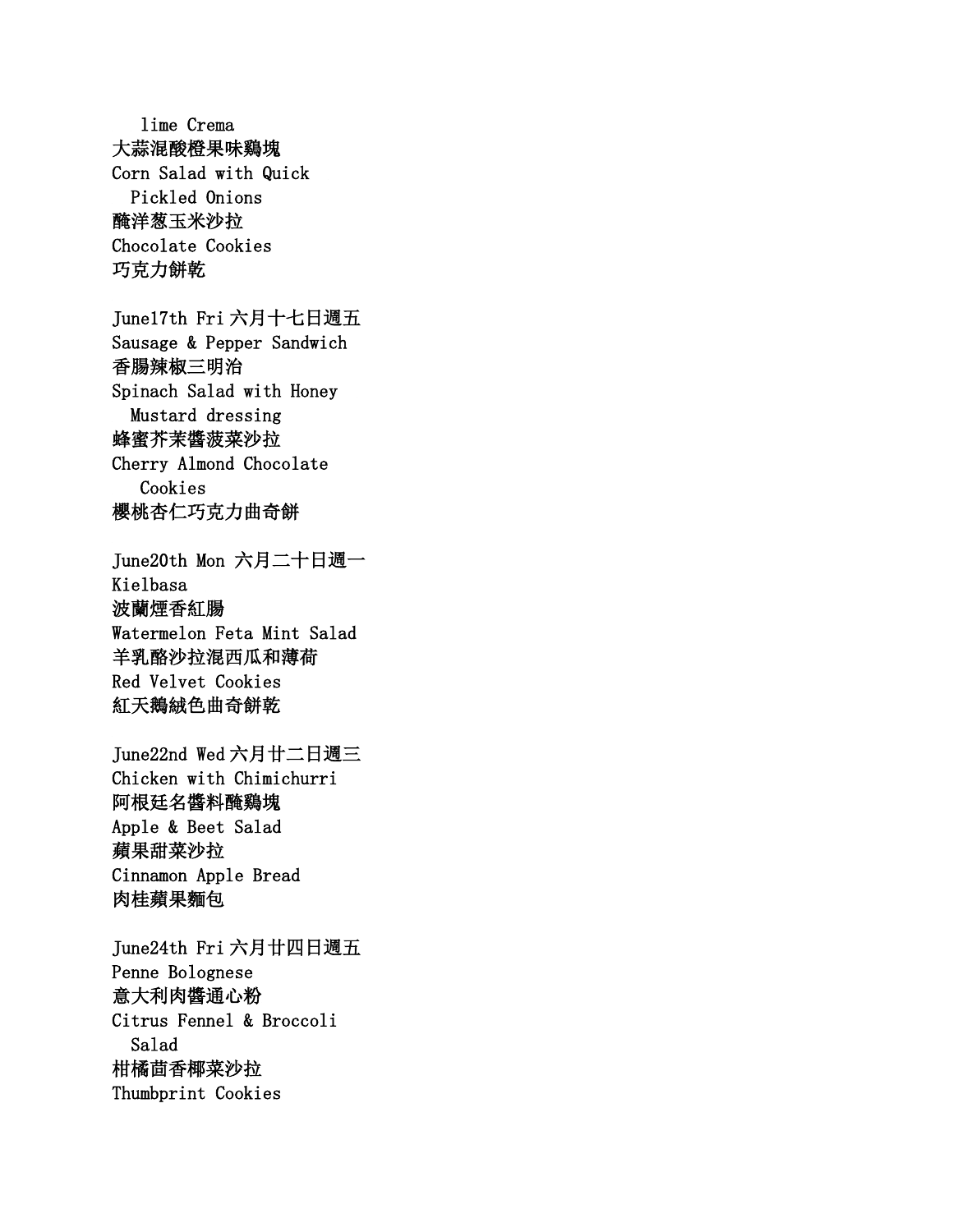lime Crema
大蒜混酸橙果味鷄塊
Corn Salad with Quick
Pickled Onions
醃洋葱玉米沙拉
Chocolate Cookies
巧克力餅乾

June17th Fri 六月十七日週五
Sausage & Pepper Sandwich
香腸辣椒三明治
Spinach Salad with Honey
Mustard dressing
蜂蜜芥茉醬菠菜沙拉
Cherry Almond Chocolate
Cookies
櫻桃杏仁巧克力曲奇餅

June20th Mon 六月二十日週一
Kielbasa
波蘭煙香紅腸
Watermelon Feta Mint Salad
羊乳酪沙拉混西瓜和薄荷
Red Velvet Cookies
紅天鵝絨色曲奇餅乾

June22nd Wed 六月廿二日週三
Chicken with Chimichurri
阿根廷名醬料醃鷄塊
Apple & Beet Salad
蘋果甜菜沙拉
Cinnamon Apple Bread
肉桂蘋果麵包

June24th Fri 六月廿四日週五
Penne Bolognese
意大利肉醬通心粉
Citrus Fennel & Broccoli
Salad
柑橘茴香椰菜沙拉
Thumbprint Cookies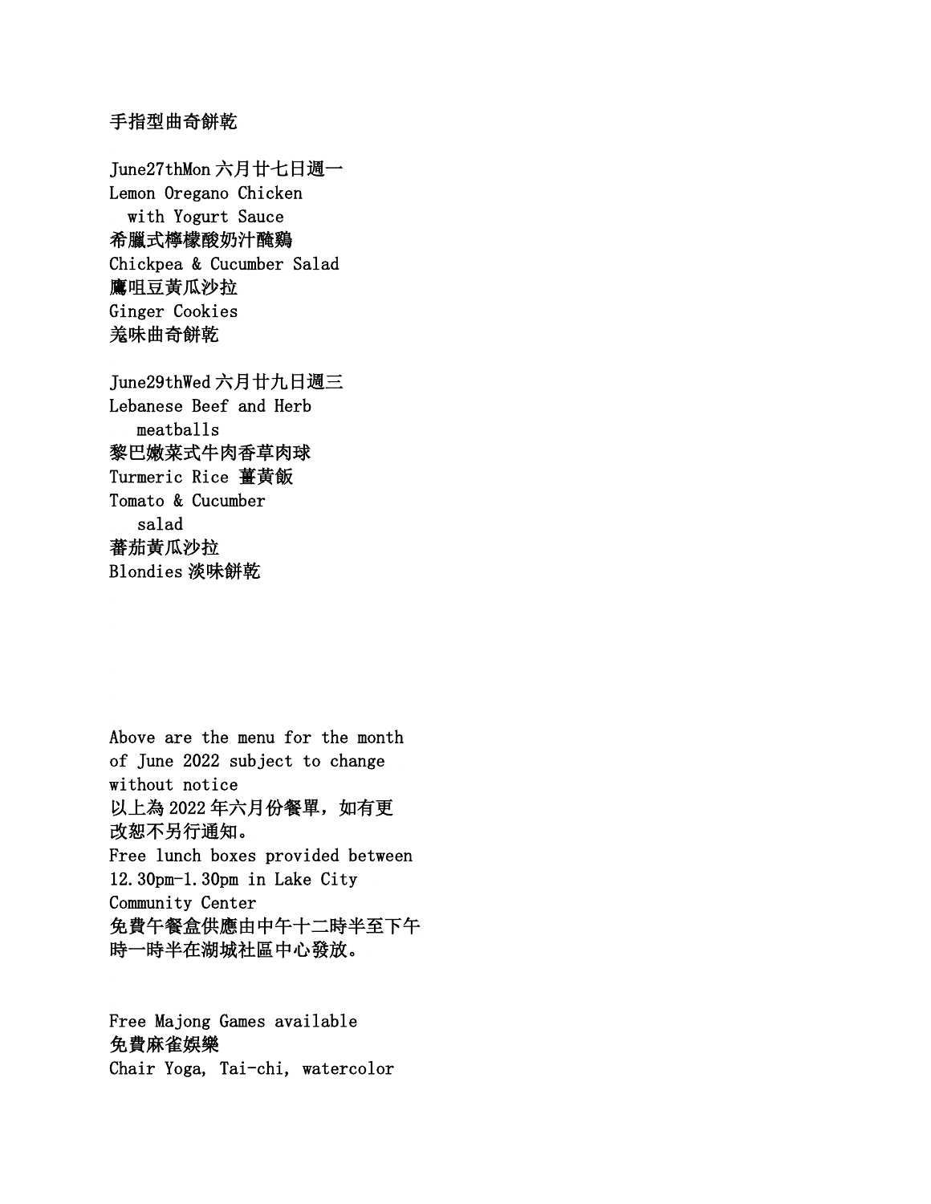手指型曲奇餅乾

June27thMon 六月廿七日週一
Lemon Oregano Chicken
with Yogurt Sauce
希臘式檸檬酸奶汁醃雞
Chickpea & Cucumber Salad
鷹咀豆黃瓜沙拉
Ginger Cookies
羌味曲奇餅乾

June29thWed 六月廿九日週三
Lebanese Beef and Herb
meatballs
黎巴嫩菜式牛肉香草肉球
Turmeric Rice 薑黃飯
Tomato & Cucumber
salad
蕃茄黃瓜沙拉
Blondies 淡味餅乾

Above are the menu for the month of June 2022 subject to change without notice
以上為 2022 年六月份餐單，如有更改恕不另行通知。
Free lunch boxes provided between 12.30pm-1.30pm in Lake City Community Center
免費午餐盒供應由中午十二時半至下午時一時半在湖城社區中心發放。

Free Majong Games available
免費麻雀娛樂
Chair Yoga, Tai-chi, watercolor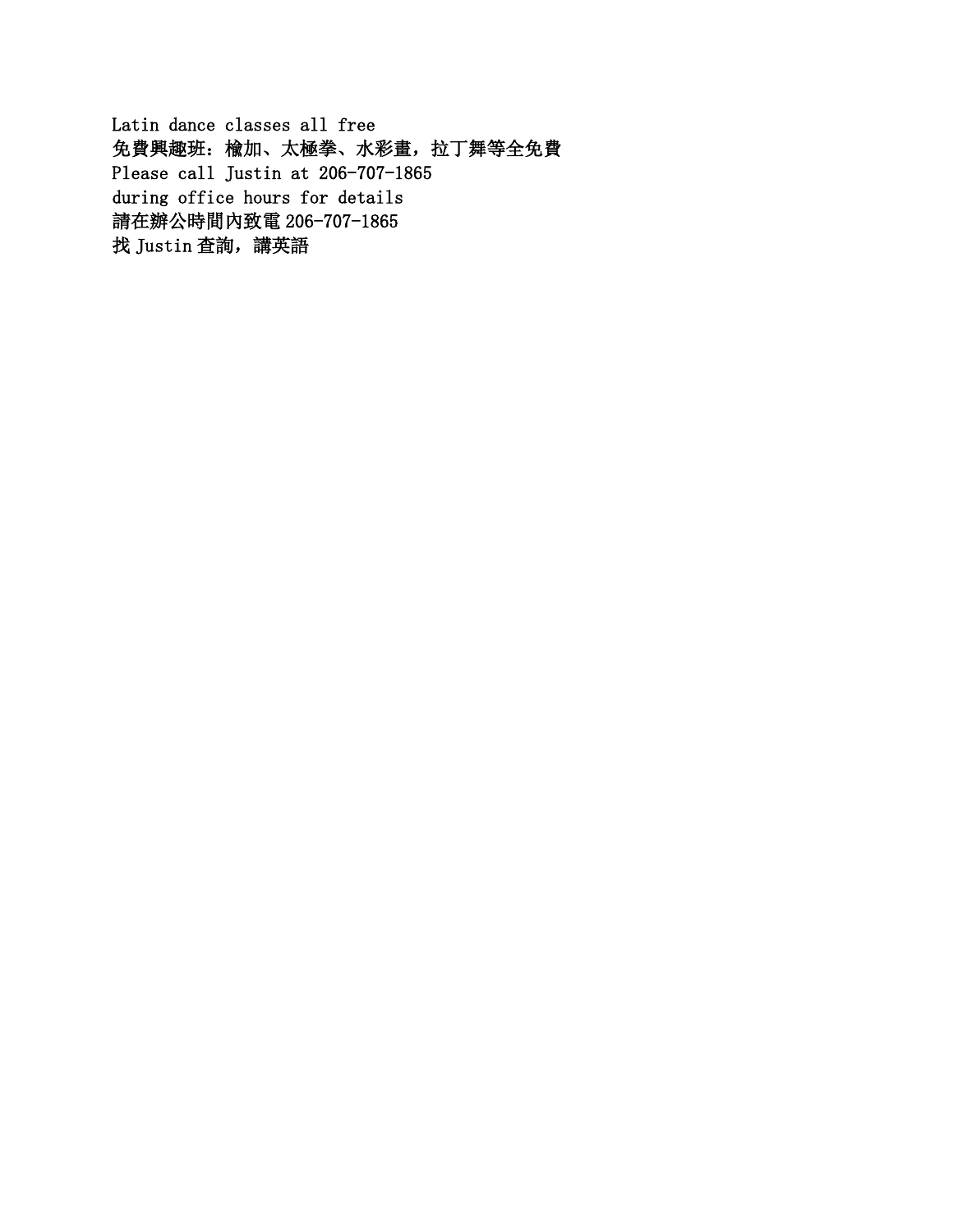Latin dance classes all free

**免費興趣班：榆加、太極拳、水彩畫，拉丁舞等全免費**

Please call Justin at 206-707-1865

during office hours for details

請在辦公時間內致電 206-707-1865

找 Justin 查詢，講英語